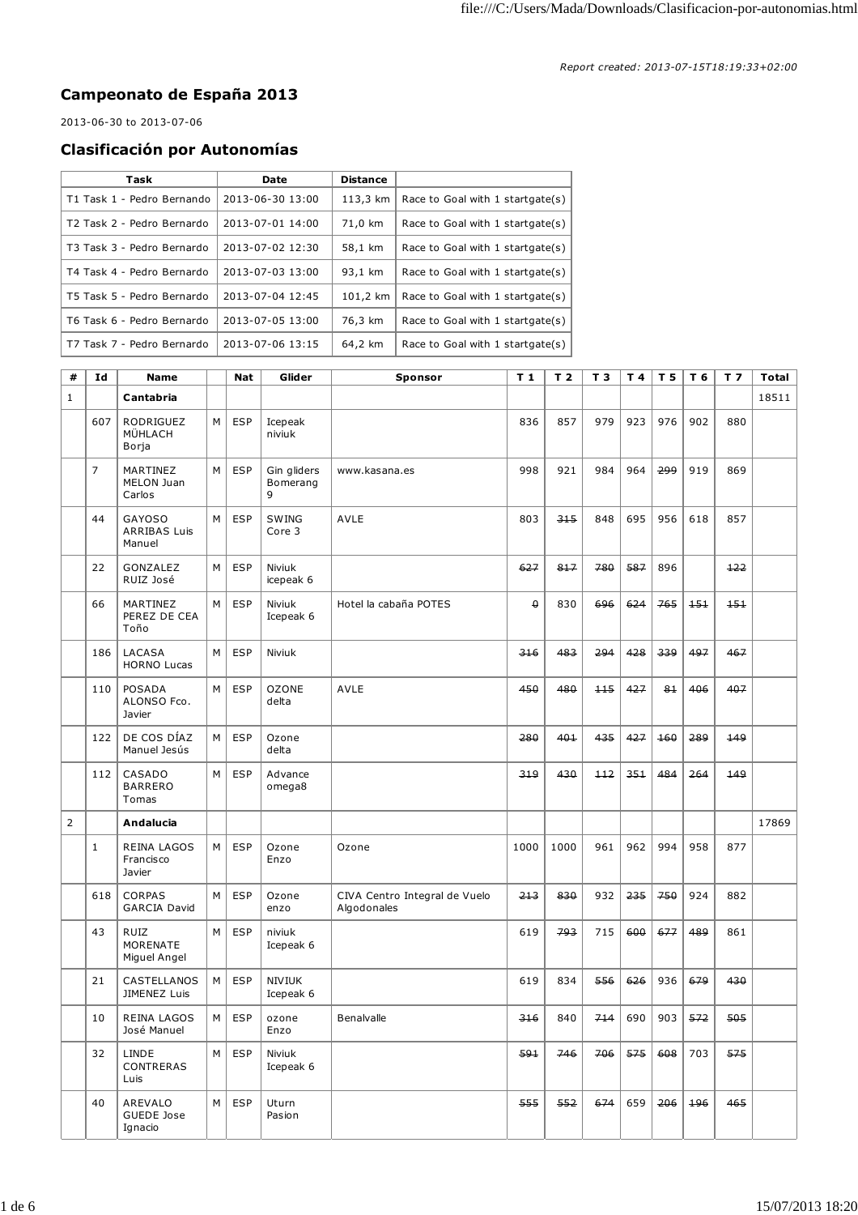*Report created: 2013-07-15T18:19:33+02:00*

## Campeonato de España 2013

2013-06-30 to 2013-07-06

## Clasificación por Autonomías

| Task | Date | Distance | |
|---|---|---|---|
| T1 Task 1 - Pedro Bernando | 2013-06-30 13:00 | 113,3 km | Race to Goal with 1 startgate(s) |
| T2 Task 2 - Pedro Bernardo | 2013-07-01 14:00 | 71,0 km | Race to Goal with 1 startgate(s) |
| T3 Task 3 - Pedro Bernardo | 2013-07-02 12:30 | 58,1 km | Race to Goal with 1 startgate(s) |
| T4 Task 4 - Pedro Bernardo | 2013-07-03 13:00 | 93,1 km | Race to Goal with 1 startgate(s) |
| T5 Task 5 - Pedro Bernardo | 2013-07-04 12:45 | 101,2 km | Race to Goal with 1 startgate(s) |
| T6 Task 6 - Pedro Bernardo | 2013-07-05 13:00 | 76,3 km | Race to Goal with 1 startgate(s) |
| T7 Task 7 - Pedro Bernardo | 2013-07-06 13:15 | 64,2 km | Race to Goal with 1 startgate(s) |

| # | Id | Name | | Nat | Glider | Sponsor | T 1 | T 2 | T 3 | T 4 | T 5 | T 6 | T 7 | Total |
|---|---|---|---|---|---|---|---|---|---|---|---|---|---|---|
| 1 | | **Cantabria** | | | | | | | | | | | | 18511 |
| | 607 | RODRIGUEZ MÜHLACH Borja | M | ESP | Icepeak niviuk | | 836 | 857 | 979 | 923 | 976 | 902 | 880 | |
| | 7 | MARTINEZ MELON Juan Carlos | M | ESP | Gin gliders Bomerang 9 | www.kasana.es | 998 | 921 | 984 | 964 | ~~299~~ | 919 | 869 | |
| | 44 | GAYOSO ARRIBAS Luis Manuel | M | ESP | SWING Core 3 | AVLE | 803 | ~~315~~ | 848 | 695 | 956 | 618 | 857 | |
| | 22 | GONZALEZ RUIZ José | M | ESP | Niviuk icepeak 6 | | ~~627~~ | ~~817~~ | ~~780~~ | ~~587~~ | 896 | | ~~122~~ | |
| | 66 | MARTINEZ PEREZ DE CEA Toño | M | ESP | Niviuk Icepeak 6 | Hotel la cabaña POTES | ~~0~~ | 830 | ~~696~~ | ~~624~~ | ~~765~~ | ~~151~~ | ~~151~~ | |
| | 186 | LACASA HORNO Lucas | M | ESP | Niviuk | | ~~316~~ | ~~483~~ | ~~294~~ | ~~428~~ | ~~339~~ | ~~497~~ | ~~467~~ | |
| | 110 | POSADA ALONSO Fco. Javier | M | ESP | OZONE delta | AVLE | ~~450~~ | ~~480~~ | ~~115~~ | ~~427~~ | ~~81~~ | ~~406~~ | ~~407~~ | |
| | 122 | DE COS DÍAZ Manuel Jesús | M | ESP | Ozone delta | | ~~280~~ | ~~401~~ | ~~435~~ | ~~427~~ | ~~160~~ | ~~289~~ | ~~149~~ | |
| | 112 | CASADO BARRERO Tomas | M | ESP | Advance omega8 | | ~~319~~ | ~~430~~ | ~~112~~ | ~~351~~ | ~~484~~ | ~~264~~ | ~~149~~ | |
| 2 | | **Andalucia** | | | | | | | | | | | | 17869 |
| | 1 | REINA LAGOS Francisco Javier | M | ESP | Ozone Enzo | Ozone | 1000 | 1000 | 961 | 962 | 994 | 958 | 877 | |
| | 618 | CORPAS GARCIA David | M | ESP | Ozone enzo | CIVA Centro Integral de Vuelo Algodonales | ~~213~~ | ~~830~~ | 932 | ~~235~~ | ~~750~~ | 924 | 882 | |
| | 43 | RUIZ MORENATE Miguel Angel | M | ESP | niviuk Icepeak 6 | | 619 | ~~793~~ | 715 | ~~600~~ | ~~677~~ | ~~489~~ | 861 | |
| | 21 | CASTELLANOS JIMENEZ Luis | M | ESP | NIVIUK Icepeak 6 | | 619 | 834 | ~~556~~ | ~~626~~ | 936 | ~~679~~ | ~~430~~ | |
| | 10 | REINA LAGOS José Manuel | M | ESP | ozone Enzo | Benalvalle | ~~316~~ | 840 | ~~714~~ | 690 | 903 | ~~572~~ | ~~505~~ | |
| | 32 | LINDE CONTRERAS Luis | M | ESP | Niviuk Icepeak 6 | | ~~591~~ | ~~746~~ | ~~706~~ | ~~575~~ | ~~608~~ | 703 | ~~575~~ | |
| | 40 | AREVALO GUEDE Jose Ignacio | M | ESP | Uturn Pasion | | ~~555~~ | ~~552~~ | ~~674~~ | 659 | ~~206~~ | ~~196~~ | ~~465~~ | |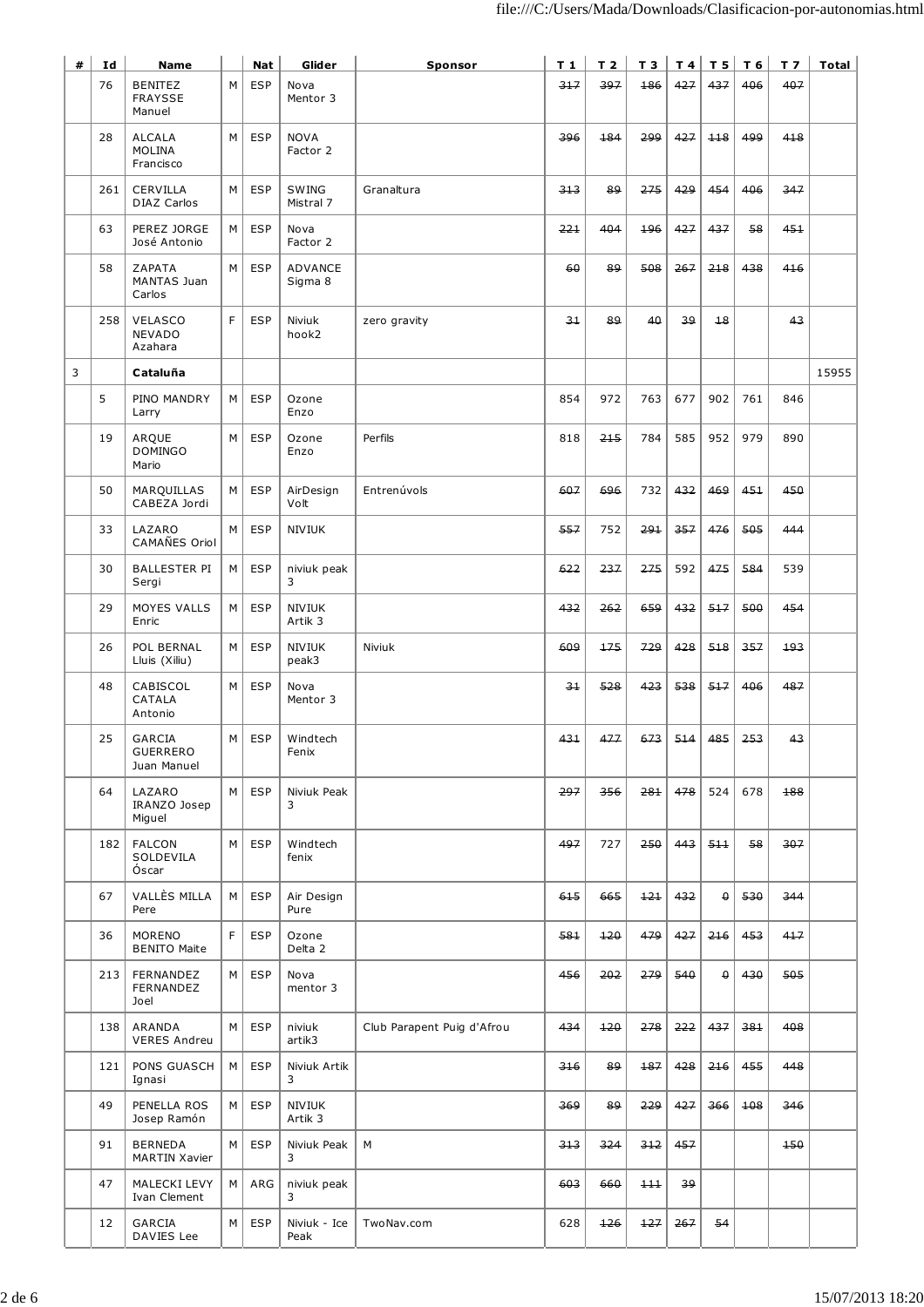| # | Id | Name | | Nat | Glider | Sponsor | T 1 | T 2 | T 3 | T 4 | T 5 | T 6 | T 7 | Total |
|---|---|---|---|---|---|---|---|---|---|---|---|---|---|---|
| | 76 | BENITEZ FRAYSSE Manuel | M | ESP | Nova Mentor 3 | | ~~317~~ | ~~397~~ | ~~186~~ | ~~427~~ | ~~437~~ | ~~406~~ | ~~407~~ | |
| | 28 | ALCALA MOLINA Francisco | M | ESP | NOVA Factor 2 | | ~~396~~ | ~~184~~ | ~~299~~ | ~~427~~ | ~~118~~ | ~~499~~ | ~~418~~ | |
| | 261 | CERVILLA DIAZ Carlos | M | ESP | SWING Mistral 7 | Granaltura | ~~313~~ | ~~89~~ | ~~275~~ | ~~429~~ | ~~454~~ | ~~406~~ | ~~347~~ | |
| | 63 | PEREZ JORGE José Antonio | M | ESP | Nova Factor 2 | | ~~221~~ | ~~404~~ | ~~196~~ | ~~427~~ | ~~437~~ | ~~58~~ | ~~451~~ | |
| | 58 | ZAPATA MANTAS Juan Carlos | M | ESP | ADVANCE Sigma 8 | | ~~60~~ | ~~89~~ | ~~508~~ | ~~267~~ | ~~218~~ | ~~438~~ | ~~416~~ | |
| | 258 | VELASCO NEVADO Azahara | F | ESP | Niviuk hook2 | zero gravity | ~~31~~ | ~~89~~ | ~~40~~ | ~~39~~ | ~~18~~ | | ~~43~~ | |
| 3 | | **Cataluña** | | | | | | | | | | | | 15955 |
| | 5 | PINO MANDRY Larry | M | ESP | Ozone Enzo | | 854 | 972 | 763 | 677 | 902 | 761 | 846 | |
| | 19 | ARQUE DOMINGO Mario | M | ESP | Ozone Enzo | Perfils | 818 | ~~215~~ | 784 | 585 | 952 | 979 | 890 | |
| | 50 | MARQUILLAS CABEZA Jordi | M | ESP | AirDesign Volt | Entrenúvols | ~~607~~ | ~~696~~ | 732 | ~~432~~ | ~~469~~ | ~~451~~ | ~~450~~ | |
| | 33 | LAZARO CAMAÑES Oriol | M | ESP | NIVIUK | | ~~557~~ | 752 | ~~291~~ | ~~357~~ | ~~476~~ | ~~505~~ | 444 | |
| | 30 | BALLESTER PI Sergi | M | ESP | niviuk peak 3 | | ~~622~~ | ~~237~~ | ~~275~~ | 592 | ~~475~~ | ~~584~~ | 539 | |
| | 29 | MOYES VALLS Enric | M | ESP | NIVIUK Artik 3 | | ~~432~~ | ~~262~~ | ~~659~~ | ~~432~~ | ~~517~~ | ~~500~~ | ~~454~~ | |
| | 26 | POL BERNAL Lluis (Xiliu) | M | ESP | NIVIUK peak3 | Niviuk | ~~609~~ | ~~175~~ | ~~729~~ | ~~428~~ | ~~518~~ | ~~357~~ | ~~193~~ | |
| | 48 | CABISCOL CATALA Antonio | M | ESP | Nova Mentor 3 | | ~~31~~ | ~~528~~ | ~~423~~ | ~~538~~ | ~~517~~ | 406 | ~~487~~ | |
| | 25 | GARCIA GUERRERO Juan Manuel | M | ESP | Windtech Fenix | | ~~431~~ | ~~477~~ | ~~673~~ | ~~514~~ | ~~485~~ | ~~253~~ | ~~43~~ | |
| | 64 | LAZARO IRANZO Josep Miguel | M | ESP | Niviuk Peak 3 | | ~~297~~ | ~~356~~ | ~~281~~ | ~~478~~ | 524 | 678 | ~~188~~ | |
| | 182 | FALCON SOLDEVILA Óscar | M | ESP | Windtech fenix | | ~~497~~ | 727 | ~~250~~ | ~~443~~ | ~~511~~ | ~~58~~ | ~~307~~ | |
| | 67 | VALLÈS MILLA Pere | M | ESP | Air Design Pure | | ~~615~~ | ~~665~~ | ~~121~~ | ~~432~~ | ~~0~~ | ~~530~~ | ~~344~~ | |
| | 36 | MORENO BENITO Maite | F | ESP | Ozone Delta 2 | | ~~581~~ | ~~120~~ | ~~479~~ | ~~427~~ | ~~216~~ | ~~453~~ | ~~417~~ | |
| | 213 | FERNANDEZ FERNANDEZ Joel | M | ESP | Nova mentor 3 | | ~~456~~ | ~~202~~ | ~~279~~ | ~~540~~ | ~~0~~ | ~~430~~ | ~~505~~ | |
| | 138 | ARANDA VERES Andreu | M | ESP | niviuk artik3 | Club Parapent Puig d'Afrou | ~~434~~ | ~~120~~ | ~~278~~ | ~~222~~ | ~~437~~ | ~~381~~ | ~~408~~ | |
| | 121 | PONS GUASCH Ignasi | M | ESP | Niviuk Artik 3 | | ~~316~~ | ~~89~~ | ~~187~~ | ~~428~~ | ~~216~~ | ~~455~~ | ~~448~~ | |
| | 49 | PENELLA ROS Josep Ramón | M | ESP | NIVIUK Artik 3 | | ~~369~~ | ~~89~~ | ~~229~~ | ~~427~~ | ~~366~~ | ~~108~~ | ~~346~~ | |
| | 91 | BERNEDA MARTIN Xavier | M | ESP | Niviuk Peak 3 | M | ~~313~~ | ~~324~~ | ~~312~~ | ~~457~~ | | | ~~150~~ | |
| | 47 | MALECKI LEVY Ivan Clement | M | ARG | niviuk peak 3 | | ~~603~~ | ~~660~~ | ~~111~~ | ~~39~~ | | | | |
| | 12 | GARCIA DAVIES Lee | M | ESP | Niviuk - Ice Peak | TwoNav.com | 628 | ~~126~~ | ~~127~~ | ~~267~~ | ~~54~~ | | | |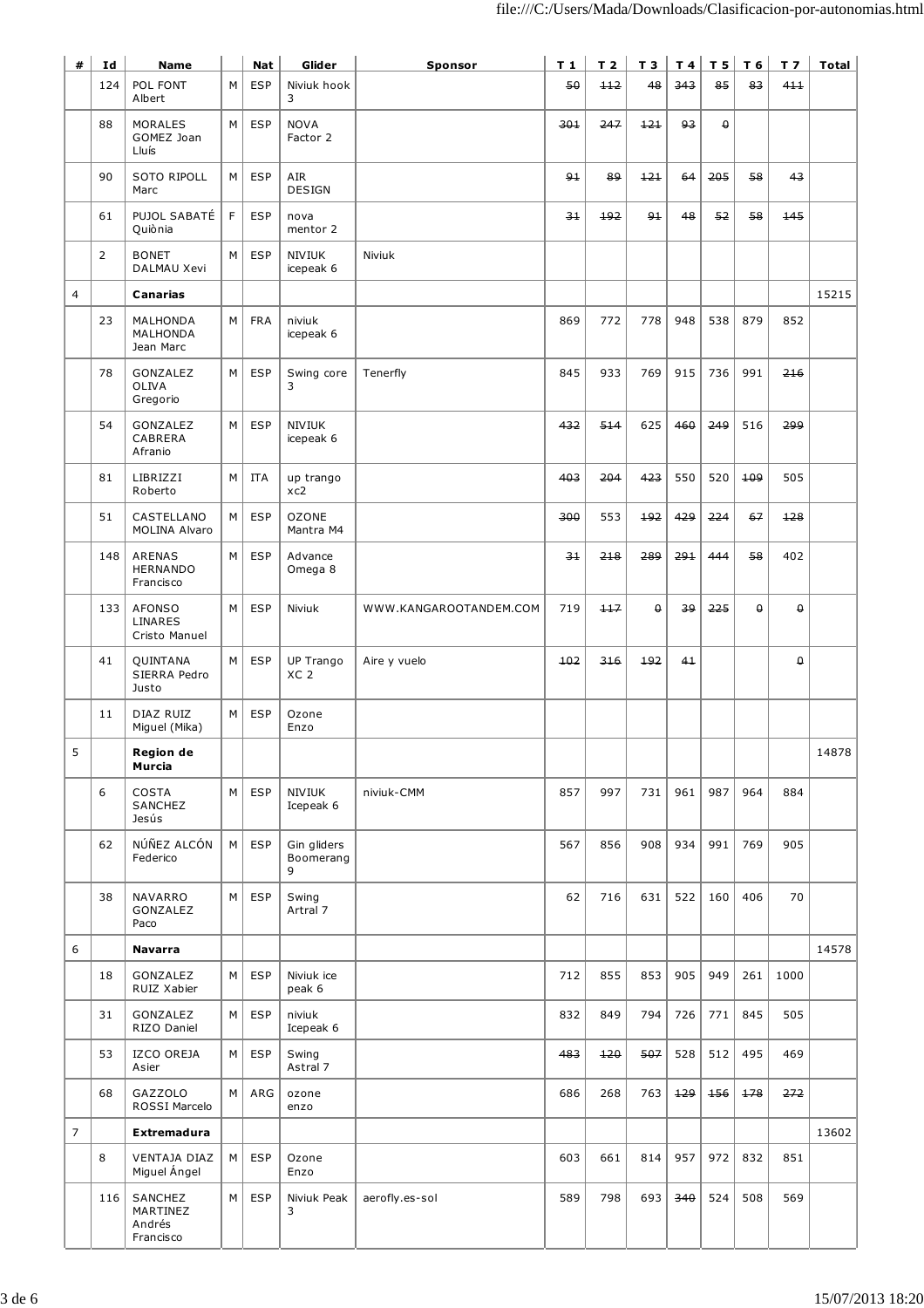| # | Id | Name | | Nat | Glider | Sponsor | T 1 | T 2 | T 3 | T 4 | T 5 | T 6 | T 7 | Total |
|---|---|---|---|---|---|---|---|---|---|---|---|---|---|---|
| | 124 | POL FONT Albert | M | ESP | Niviuk hook 3 | | ~~50~~ | ~~112~~ | ~~48~~ | ~~343~~ | ~~85~~ | ~~83~~ | ~~411~~ | |
| | 88 | MORALES GOMEZ Joan Lluís | M | ESP | NOVA Factor 2 | | ~~301~~ | ~~247~~ | ~~121~~ | ~~93~~ | ~~0~~ | | | |
| | 90 | SOTO RIPOLL Marc | M | ESP | AIR DESIGN | | ~~91~~ | ~~89~~ | ~~121~~ | ~~64~~ | ~~205~~ | ~~58~~ | ~~43~~ | |
| | 61 | PUJOL SABATÉ Quiònia | F | ESP | nova mentor 2 | | ~~31~~ | ~~192~~ | ~~91~~ | ~~48~~ | ~~52~~ | ~~58~~ | ~~145~~ | |
| | 2 | BONET DALMAU Xevi | M | ESP | NIVIUK icepeak 6 | Niviuk | | | | | | | | |
| 4 | | **Canarias** | | | | | | | | | | | | 15215 |
| | 23 | MALHONDA MALHONDA Jean Marc | M | FRA | niviuk icepeak 6 | | 869 | 772 | 778 | 948 | 538 | 879 | 852 | |
| | 78 | GONZALEZ OLIVA Gregorio | M | ESP | Swing core 3 | Tenerfly | 845 | 933 | 769 | 915 | 736 | 991 | ~~216~~ | |
| | 54 | GONZALEZ CABRERA Afranio | M | ESP | NIVIUK icepeak 6 | | ~~432~~ | ~~514~~ | 625 | ~~460~~ | ~~249~~ | 516 | ~~299~~ | |
| | 81 | LIBRIZZI Roberto | M | ITA | up trango xc2 | | ~~403~~ | ~~204~~ | ~~423~~ | 550 | 520 | ~~109~~ | 505 | |
| | 51 | CASTELLANO MOLINA Alvaro | M | ESP | OZONE Mantra M4 | | ~~300~~ | 553 | ~~192~~ | ~~429~~ | ~~224~~ | ~~67~~ | ~~128~~ | |
| | 148 | ARENAS HERNANDO Francisco | M | ESP | Advance Omega 8 | | ~~31~~ | ~~218~~ | ~~289~~ | ~~291~~ | ~~444~~ | ~~58~~ | 402 | |
| | 133 | AFONSO LINARES Cristo Manuel | M | ESP | Niviuk | WWW.KANGAROOTANDEM.COM | 719 | ~~117~~ | ~~0~~ | ~~39~~ | ~~225~~ | ~~0~~ | ~~0~~ | |
| | 41 | QUINTANA SIERRA Pedro Justo | M | ESP | UP Trango XC 2 | Aire y vuelo | ~~102~~ | ~~316~~ | ~~192~~ | ~~41~~ | | | ~~0~~ | |
| | 11 | DIAZ RUIZ Miguel (Mika) | M | ESP | Ozone Enzo | | | | | | | | | |
| 5 | | **Region de Murcia** | | | | | | | | | | | | 14878 |
| | 6 | COSTA SANCHEZ Jesús | M | ESP | NIVIUK Icepeak 6 | niviuk-CMM | 857 | 997 | 731 | 961 | 987 | 964 | 884 | |
| | 62 | NÚÑEZ ALCÓN Federico | M | ESP | Gin gliders Boomerang 9 | | 567 | 856 | 908 | 934 | 991 | 769 | 905 | |
| | 38 | NAVARRO GONZALEZ Paco | M | ESP | Swing Artral 7 | | 62 | 716 | 631 | 522 | 160 | 406 | 70 | |
| 6 | | **Navarra** | | | | | | | | | | | | 14578 |
| | 18 | GONZALEZ RUIZ Xabier | M | ESP | Niviuk ice peak 6 | | 712 | 855 | 853 | 905 | 949 | 261 | 1000 | |
| | 31 | GONZALEZ RIZO Daniel | M | ESP | niviuk Icepeak 6 | | 832 | 849 | 794 | 726 | 771 | 845 | 505 | |
| | 53 | IZCO OREJA Asier | M | ESP | Swing Astral 7 | | ~~483~~ | ~~120~~ | ~~507~~ | 528 | 512 | 495 | 469 | |
| | 68 | GAZZOLO ROSSI Marcelo | M | ARG | ozone enzo | | 686 | 268 | 763 | ~~129~~ | ~~156~~ | ~~178~~ | ~~272~~ | |
| 7 | | **Extremadura** | | | | | | | | | | | | 13602 |
| | 8 | VENTAJA DIAZ Miguel Ángel | M | ESP | Ozone Enzo | | 603 | 661 | 814 | 957 | 972 | 832 | 851 | |
| | 116 | SANCHEZ MARTINEZ Andrés Francisco | M | ESP | Niviuk Peak 3 | aerofly.es-sol | 589 | 798 | 693 | ~~340~~ | 524 | 508 | 569 | |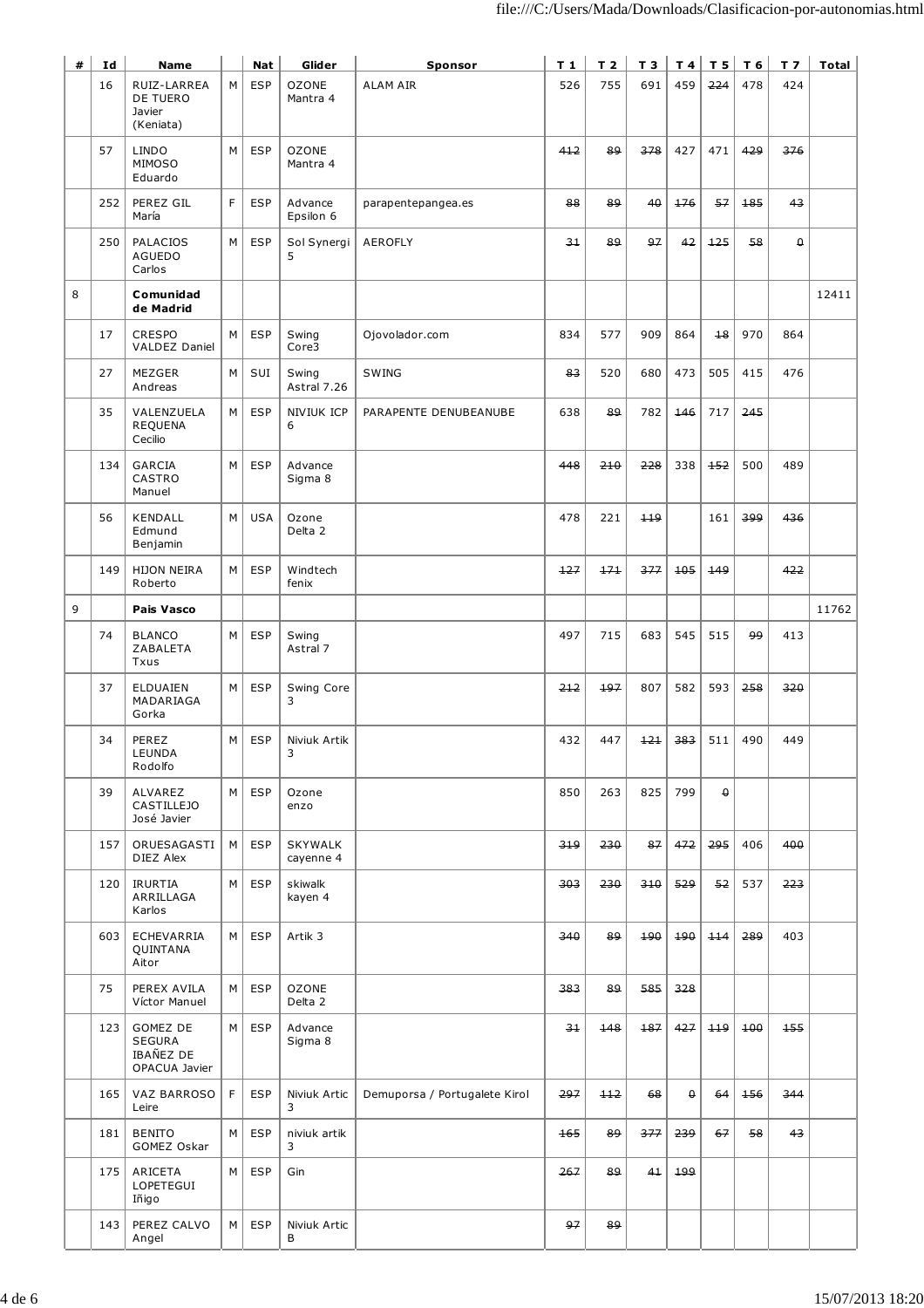| # | Id | Name | | Nat | Glider | Sponsor | T 1 | T 2 | T 3 | T 4 | T 5 | T 6 | T 7 | Total |
|---|---|---|---|---|---|---|---|---|---|---|---|---|---|---|
| | 16 | RUIZ-LARREA DE TUERO Javier (Keniata) | M | ESP | OZONE Mantra 4 | ALAM AIR | 526 | 755 | 691 | 459 | ~~224~~ | 478 | 424 | |
| | 57 | LINDO MIMOSO Eduardo | M | ESP | OZONE Mantra 4 | | ~~412~~ | ~~89~~ | ~~378~~ | 427 | 471 | ~~429~~ | ~~376~~ | |
| | 252 | PEREZ GIL María | F | ESP | Advance Epsilon 6 | parapentepangea.es | ~~88~~ | ~~89~~ | ~~40~~ | ~~176~~ | ~~57~~ | ~~185~~ | ~~43~~ | |
| | 250 | PALACIOS AGUEDO Carlos | M | ESP | Sol Synergi 5 | AEROFLY | ~~31~~ | ~~89~~ | ~~97~~ | ~~42~~ | ~~125~~ | ~~58~~ | ~~0~~ | |
| 8 | | **Comunidad de Madrid** | | | | | | | | | | | | 12411 |
| | 17 | CRESPO VALDEZ Daniel | M | ESP | Swing Core3 | Ojovolador.com | 834 | 577 | 909 | 864 | ~~18~~ | 970 | 864 | |
| | 27 | MEZGER Andreas | M | SUI | Swing Astral 7.26 | SWING | ~~83~~ | 520 | 680 | 473 | 505 | 415 | 476 | |
| | 35 | VALENZUELA REQUENA Cecilio | M | ESP | NIVIUK ICP 6 | PARAPENTE DENUBEANUBE | 638 | ~~89~~ | 782 | ~~146~~ | 717 | ~~245~~ | | |
| | 134 | GARCIA CASTRO Manuel | M | ESP | Advance Sigma 8 | | ~~448~~ | ~~210~~ | ~~228~~ | 338 | ~~152~~ | 500 | 489 | |
| | 56 | KENDALL Edmund Benjamin | M | USA | Ozone Delta 2 | | 478 | 221 | ~~119~~ | | 161 | ~~399~~ | ~~436~~ | |
| | 149 | HIJON NEIRA Roberto | M | ESP | Windtech fenix | | ~~127~~ | ~~171~~ | ~~377~~ | ~~105~~ | ~~149~~ | | ~~422~~ | |
| 9 | | **Pais Vasco** | | | | | | | | | | | | 11762 |
| | 74 | BLANCO ZABALETA Txus | M | ESP | Swing Astral 7 | | 497 | 715 | 683 | 545 | 515 | ~~99~~ | 413 | |
| | 37 | ELDUAIEN MADARIAGA Gorka | M | ESP | Swing Core 3 | | ~~212~~ | ~~197~~ | 807 | 582 | 593 | ~~258~~ | ~~320~~ | |
| | 34 | PEREZ LEUNDA Rodolfo | M | ESP | Niviuk Artik 3 | | 432 | 447 | ~~121~~ | ~~383~~ | 511 | 490 | 449 | |
| | 39 | ALVAREZ CASTILLEJO José Javier | M | ESP | Ozone enzo | | 850 | 263 | 825 | 799 | ~~0~~ | | | |
| | 157 | ORUESAGASTI DIEZ Alex | M | ESP | SKYWALK cayenne 4 | | ~~319~~ | ~~230~~ | ~~87~~ | ~~472~~ | ~~295~~ | 406 | ~~400~~ | |
| | 120 | IRURTIA ARRILLAGA Karlos | M | ESP | skiwalk kayen 4 | | ~~303~~ | ~~230~~ | ~~310~~ | ~~529~~ | ~~52~~ | 537 | ~~223~~ | |
| | 603 | ECHEVARRIA QUINTANA Aitor | M | ESP | Artik 3 | | ~~340~~ | ~~89~~ | ~~190~~ | ~~190~~ | ~~114~~ | ~~289~~ | 403 | |
| | 75 | PEREX AVILA Víctor Manuel | M | ESP | OZONE Delta 2 | | ~~383~~ | ~~89~~ | ~~585~~ | ~~328~~ | | | | |
| | 123 | GOMEZ DE SEGURA IBAÑEZ DE OPACUA Javier | M | ESP | Advance Sigma 8 | | ~~31~~ | ~~148~~ | ~~187~~ | ~~427~~ | ~~119~~ | ~~100~~ | ~~155~~ | |
| | 165 | VAZ BARROSO Leire | F | ESP | Niviuk Artic 3 | Demuporsa / Portugalete Kirol | ~~297~~ | ~~112~~ | ~~68~~ | ~~0~~ | ~~64~~ | ~~156~~ | ~~344~~ | |
| | 181 | BENITO GOMEZ Oskar | M | ESP | niviuk artik 3 | | ~~165~~ | ~~89~~ | ~~377~~ | ~~239~~ | ~~67~~ | ~~58~~ | ~~43~~ | |
| | 175 | ARICETA LOPETEGUI Iñigo | M | ESP | Gin | | ~~267~~ | ~~89~~ | ~~41~~ | ~~199~~ | | | | |
| | 143 | PEREZ CALVO Angel | M | ESP | Niviuk Artic B | | ~~97~~ | ~~89~~ | | | | | | |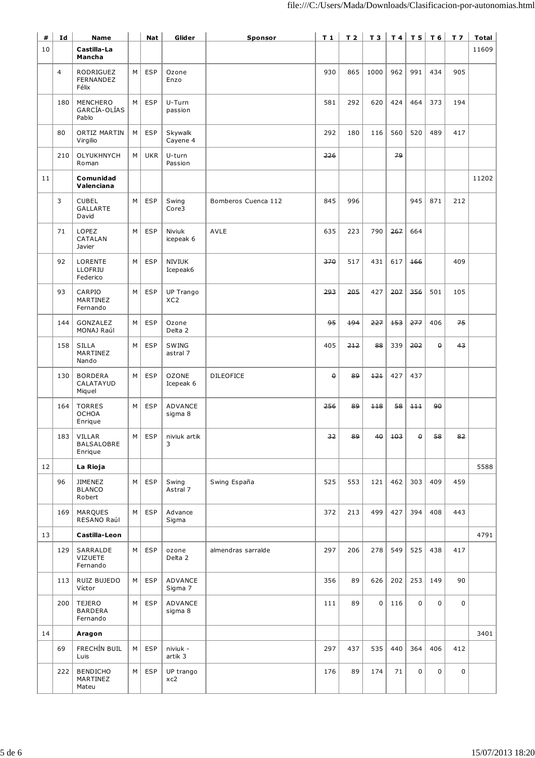| # | Id | Name | | Nat | Glider | Sponsor | T 1 | T 2 | T 3 | T 4 | T 5 | T 6 | T 7 | Total |
|---|---|---|---|---|---|---|---|---|---|---|---|---|---|---|
| 10 | | **Castilla-La Mancha** | | | | | | | | | | | | 11609 |
| | 4 | RODRIGUEZ FERNANDEZ Félix | M | ESP | Ozone Enzo | | 930 | 865 | 1000 | 962 | 991 | 434 | 905 | |
| | 180 | MENCHERO GARCÍA-OLÍAS Pablo | M | ESP | U-Turn passion | | 581 | 292 | 620 | 424 | 464 | 373 | 194 | |
| | 80 | ORTIZ MARTIN Virgilio | M | ESP | Skywalk Cayene 4 | | 292 | 180 | 116 | 560 | 520 | 489 | 417 | |
| | 210 | OLYUKHNYCH Roman | M | UKR | U-turn Passion | | ~~226~~ | | | ~~79~~ | | | | |
| 11 | | **Comunidad Valenciana** | | | | | | | | | | | | 11202 |
| | 3 | CUBEL GALLARTE David | M | ESP | Swing Core3 | Bomberos Cuenca 112 | 845 | 996 | | | 945 | 871 | 212 | |
| | 71 | LOPEZ CATALAN Javier | M | ESP | Niviuk icepeak 6 | AVLE | 635 | 223 | 790 | ~~267~~ | 664 | | | |
| | 92 | LORENTE LLOFRIU Federico | M | ESP | NIVIUK Icepeak6 | | ~~370~~ | 517 | 431 | 617 | ~~166~~ | | 409 | |
| | 93 | CARPIO MARTINEZ Fernando | M | ESP | UP Trango XC2 | | ~~293~~ | ~~205~~ | 427 | ~~207~~ | ~~356~~ | 501 | 105 | |
| | 144 | GONZALEZ MONAJ Raúl | M | ESP | Ozone Delta 2 | | ~~95~~ | ~~194~~ | ~~227~~ | ~~153~~ | ~~277~~ | 406 | ~~75~~ | |
| | 158 | SILLA MARTINEZ Nando | M | ESP | SWING astral 7 | | 405 | ~~212~~ | ~~88~~ | 339 | ~~202~~ | ~~0~~ | ~~43~~ | |
| | 130 | BORDERA CALATAYUD Miquel | M | ESP | OZONE Icepeak 6 | DILEOFICE | ~~0~~ | ~~89~~ | ~~121~~ | 427 | 437 | | | |
| | 164 | TORRES OCHOA Enrique | M | ESP | ADVANCE sigma 8 | | ~~256~~ | ~~89~~ | ~~118~~ | ~~58~~ | ~~111~~ | ~~90~~ | | |
| | 183 | VILLAR BALSALOBRE Enrique | M | ESP | niviuk artik 3 | | ~~32~~ | ~~89~~ | ~~40~~ | ~~103~~ | ~~0~~ | ~~58~~ | ~~82~~ | |
| 12 | | **La Rioja** | | | | | | | | | | | | 5588 |
| | 96 | JIMENEZ BLANCO Robert | M | ESP | Swing Astral 7 | Swing España | 525 | 553 | 121 | 462 | 303 | 409 | 459 | |
| | 169 | MARQUES RESANO Raúl | M | ESP | Advance Sigma | | 372 | 213 | 499 | 427 | 394 | 408 | 443 | |
| 13 | | **Castilla-Leon** | | | | | | | | | | | | 4791 |
| | 129 | SARRALDE VIZUETE Fernando | M | ESP | ozone Delta 2 | almendras sarralde | 297 | 206 | 278 | 549 | 525 | 438 | 417 | |
| | 113 | RUIZ BUJEDO Víctor | M | ESP | ADVANCE Sigma 7 | | 356 | 89 | 626 | 202 | 253 | 149 | 90 | |
| | 200 | TEJERO BARDERA Fernando | M | ESP | ADVANCE sigma 8 | | 111 | 89 | 0 | 116 | 0 | 0 | 0 | |
| 14 | | **Aragon** | | | | | | | | | | | | 3401 |
| | 69 | FRECHÍN BUIL Luis | M | ESP | niviuk - artik 3 | | 297 | 437 | 535 | 440 | 364 | 406 | 412 | |
| | 222 | BENDICHO MARTINEZ Mateu | M | ESP | UP trango xc2 | | 176 | 89 | 174 | 71 | 0 | 0 | 0 | |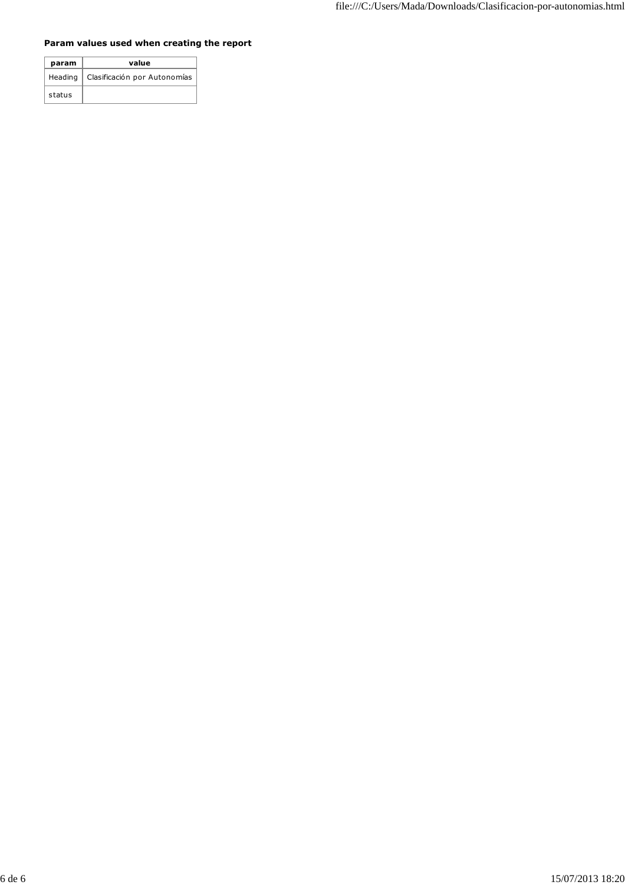**Param values used when creating the report**

| param | value |
| --- | --- |
| Heading | Clasificación por Autonomías |
| status | |